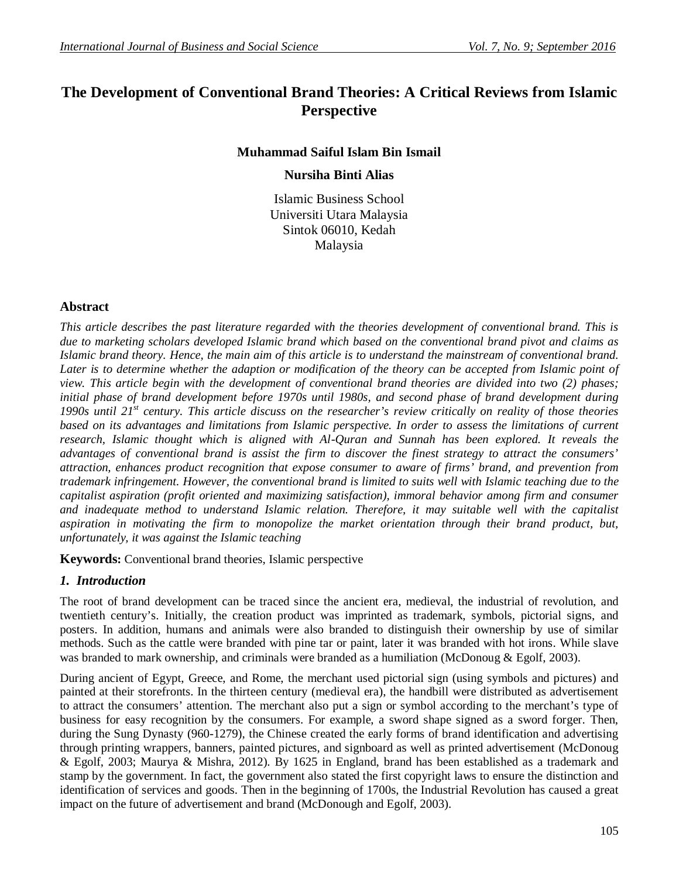# The Development of Conventional Brand Theories: A Critical Reviews from Islamic Perspective

**Muhammad Saiful Islam Bin Ismail**

**Nursiha Binti Alias**

Islamic Business School
Universiti Utara Malaysia
Sintok 06010, Kedah
Malaysia

## Abstract

*This article describes the past literature regarded with the theories development of conventional brand. This is due to marketing scholars developed Islamic brand which based on the conventional brand pivot and claims as Islamic brand theory. Hence, the main aim of this article is to understand the mainstream of conventional brand. Later is to determine whether the adaption or modification of the theory can be accepted from Islamic point of view. This article begin with the development of conventional brand theories are divided into two (2) phases; initial phase of brand development before 1970s until 1980s, and second phase of brand development during 1990s until 21st century. This article discuss on the researcher's review critically on reality of those theories based on its advantages and limitations from Islamic perspective. In order to assess the limitations of current research, Islamic thought which is aligned with Al-Quran and Sunnah has been explored. It reveals the advantages of conventional brand is assist the firm to discover the finest strategy to attract the consumers' attraction, enhances product recognition that expose consumer to aware of firms' brand, and prevention from trademark infringement. However, the conventional brand is limited to suits well with Islamic teaching due to the capitalist aspiration (profit oriented and maximizing satisfaction), immoral behavior among firm and consumer and inadequate method to understand Islamic relation. Therefore, it may suitable well with the capitalist aspiration in motivating the firm to monopolize the market orientation through their brand product, but, unfortunately, it was against the Islamic teaching*

**Keywords:** Conventional brand theories, Islamic perspective

## *1. Introduction*

The root of brand development can be traced since the ancient era, medieval, the industrial of revolution, and twentieth century's. Initially, the creation product was imprinted as trademark, symbols, pictorial signs, and posters. In addition, humans and animals were also branded to distinguish their ownership by use of similar methods. Such as the cattle were branded with pine tar or paint, later it was branded with hot irons. While slave was branded to mark ownership, and criminals were branded as a humiliation (McDonoug & Egolf, 2003).

During ancient of Egypt, Greece, and Rome, the merchant used pictorial sign (using symbols and pictures) and painted at their storefronts. In the thirteen century (medieval era), the handbill were distributed as advertisement to attract the consumers' attention. The merchant also put a sign or symbol according to the merchant's type of business for easy recognition by the consumers. For example, a sword shape signed as a sword forger. Then, during the Sung Dynasty (960-1279), the Chinese created the early forms of brand identification and advertising through printing wrappers, banners, painted pictures, and signboard as well as printed advertisement (McDonoug & Egolf, 2003; Maurya & Mishra, 2012). By 1625 in England, brand has been established as a trademark and stamp by the government. In fact, the government also stated the first copyright laws to ensure the distinction and identification of services and goods. Then in the beginning of 1700s, the Industrial Revolution has caused a great impact on the future of advertisement and brand (McDonough and Egolf, 2003).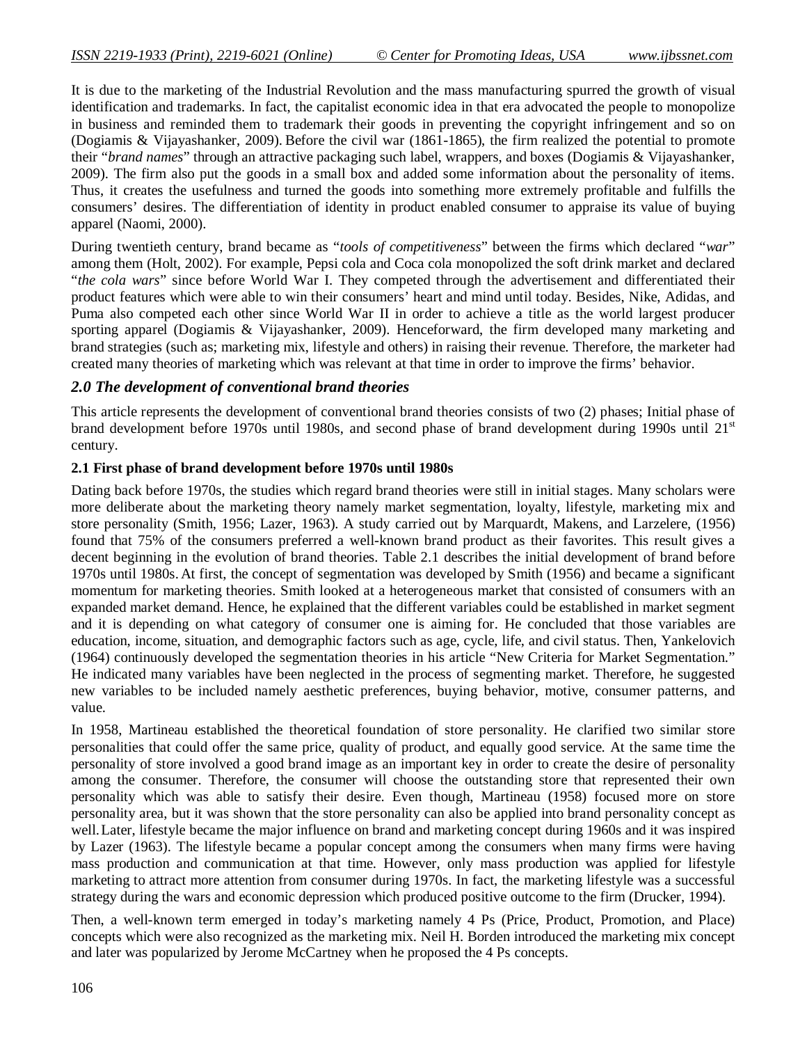It is due to the marketing of the Industrial Revolution and the mass manufacturing spurred the growth of visual identification and trademarks. In fact, the capitalist economic idea in that era advocated the people to monopolize in business and reminded them to trademark their goods in preventing the copyright infringement and so on (Dogiamis & Vijayashanker, 2009). Before the civil war (1861-1865), the firm realized the potential to promote their "*brand names*" through an attractive packaging such label, wrappers, and boxes (Dogiamis & Vijayashanker, 2009). The firm also put the goods in a small box and added some information about the personality of items. Thus, it creates the usefulness and turned the goods into something more extremely profitable and fulfills the consumers' desires. The differentiation of identity in product enabled consumer to appraise its value of buying apparel (Naomi, 2000).

During twentieth century, brand became as "*tools of competitiveness*" between the firms which declared "*war*" among them (Holt, 2002). For example, Pepsi cola and Coca cola monopolized the soft drink market and declared "*the cola wars*" since before World War I. They competed through the advertisement and differentiated their product features which were able to win their consumers' heart and mind until today. Besides, Nike, Adidas, and Puma also competed each other since World War II in order to achieve a title as the world largest producer sporting apparel (Dogiamis & Vijayashanker, 2009). Henceforward, the firm developed many marketing and brand strategies (such as; marketing mix, lifestyle and others) in raising their revenue. Therefore, the marketer had created many theories of marketing which was relevant at that time in order to improve the firms' behavior.

## *2.0 The development of conventional brand theories*

This article represents the development of conventional brand theories consists of two (2) phases; Initial phase of brand development before 1970s until 1980s, and second phase of brand development during 1990s until 21st century.

### 2.1 First phase of brand development before 1970s until 1980s

Dating back before 1970s, the studies which regard brand theories were still in initial stages. Many scholars were more deliberate about the marketing theory namely market segmentation, loyalty, lifestyle, marketing mix and store personality (Smith, 1956; Lazer, 1963). A study carried out by Marquardt, Makens, and Larzelere, (1956) found that 75% of the consumers preferred a well-known brand product as their favorites. This result gives a decent beginning in the evolution of brand theories. Table 2.1 describes the initial development of brand before 1970s until 1980s. At first, the concept of segmentation was developed by Smith (1956) and became a significant momentum for marketing theories. Smith looked at a heterogeneous market that consisted of consumers with an expanded market demand. Hence, he explained that the different variables could be established in market segment and it is depending on what category of consumer one is aiming for. He concluded that those variables are education, income, situation, and demographic factors such as age, cycle, life, and civil status. Then, Yankelovich (1964) continuously developed the segmentation theories in his article "New Criteria for Market Segmentation." He indicated many variables have been neglected in the process of segmenting market. Therefore, he suggested new variables to be included namely aesthetic preferences, buying behavior, motive, consumer patterns, and value.

In 1958, Martineau established the theoretical foundation of store personality. He clarified two similar store personalities that could offer the same price, quality of product, and equally good service. At the same time the personality of store involved a good brand image as an important key in order to create the desire of personality among the consumer. Therefore, the consumer will choose the outstanding store that represented their own personality which was able to satisfy their desire. Even though, Martineau (1958) focused more on store personality area, but it was shown that the store personality can also be applied into brand personality concept as well. Later, lifestyle became the major influence on brand and marketing concept during 1960s and it was inspired by Lazer (1963). The lifestyle became a popular concept among the consumers when many firms were having mass production and communication at that time. However, only mass production was applied for lifestyle marketing to attract more attention from consumer during 1970s. In fact, the marketing lifestyle was a successful strategy during the wars and economic depression which produced positive outcome to the firm (Drucker, 1994).

Then, a well-known term emerged in today's marketing namely 4 Ps (Price, Product, Promotion, and Place) concepts which were also recognized as the marketing mix. Neil H. Borden introduced the marketing mix concept and later was popularized by Jerome McCartney when he proposed the 4 Ps concepts.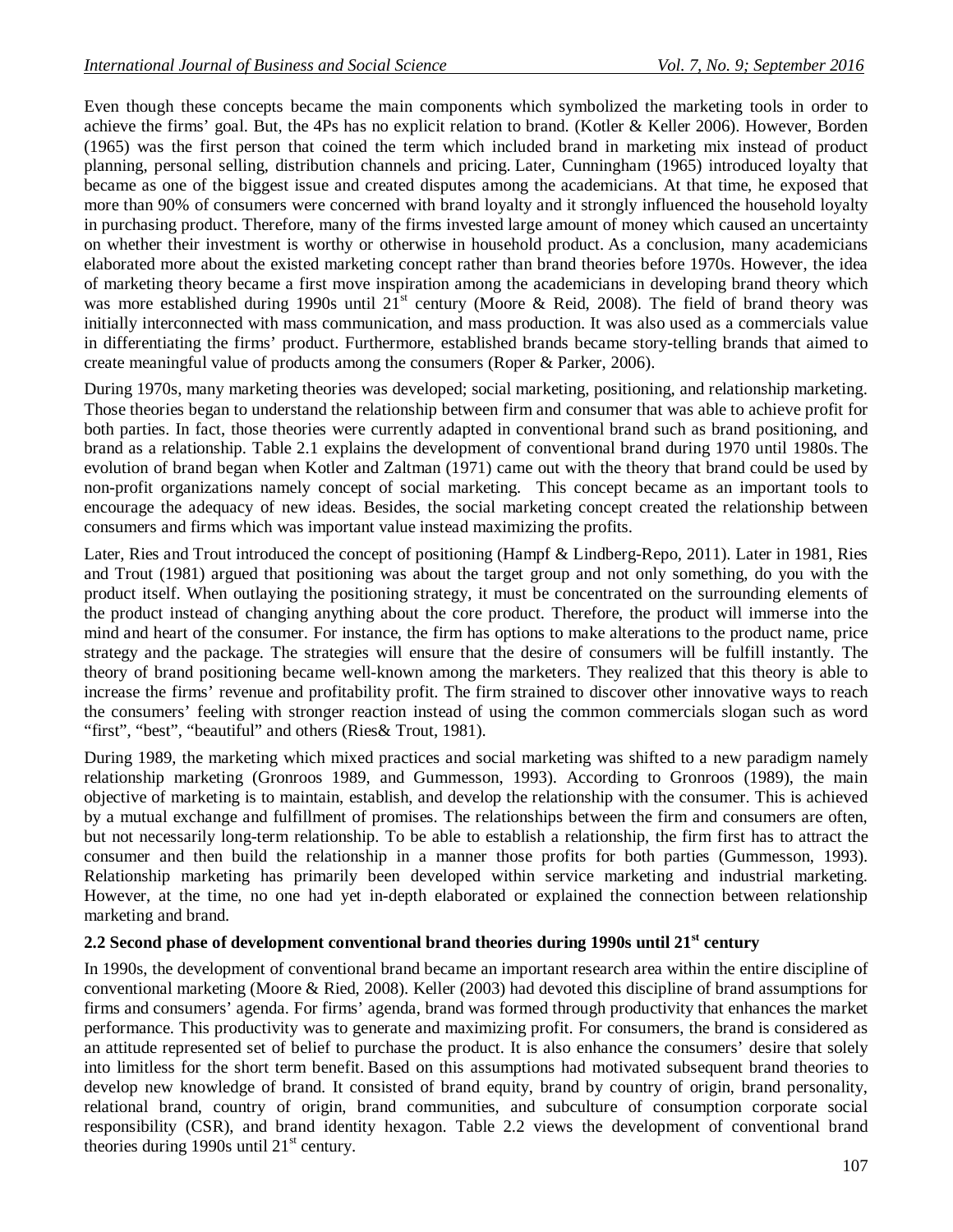Even though these concepts became the main components which symbolized the marketing tools in order to achieve the firms' goal. But, the 4Ps has no explicit relation to brand. (Kotler & Keller 2006). However, Borden (1965) was the first person that coined the term which included brand in marketing mix instead of product planning, personal selling, distribution channels and pricing. Later, Cunningham (1965) introduced loyalty that became as one of the biggest issue and created disputes among the academicians. At that time, he exposed that more than 90% of consumers were concerned with brand loyalty and it strongly influenced the household loyalty in purchasing product. Therefore, many of the firms invested large amount of money which caused an uncertainty on whether their investment is worthy or otherwise in household product. As a conclusion, many academicians elaborated more about the existed marketing concept rather than brand theories before 1970s. However, the idea of marketing theory became a first move inspiration among the academicians in developing brand theory which was more established during 1990s until 21st century (Moore & Reid, 2008). The field of brand theory was initially interconnected with mass communication, and mass production. It was also used as a commercials value in differentiating the firms' product. Furthermore, established brands became story-telling brands that aimed to create meaningful value of products among the consumers (Roper & Parker, 2006).

During 1970s, many marketing theories was developed; social marketing, positioning, and relationship marketing. Those theories began to understand the relationship between firm and consumer that was able to achieve profit for both parties. In fact, those theories were currently adapted in conventional brand such as brand positioning, and brand as a relationship. Table 2.1 explains the development of conventional brand during 1970 until 1980s. The evolution of brand began when Kotler and Zaltman (1971) came out with the theory that brand could be used by non-profit organizations namely concept of social marketing. This concept became as an important tools to encourage the adequacy of new ideas. Besides, the social marketing concept created the relationship between consumers and firms which was important value instead maximizing the profits.

Later, Ries and Trout introduced the concept of positioning (Hampf & Lindberg-Repo, 2011). Later in 1981, Ries and Trout (1981) argued that positioning was about the target group and not only something, do you with the product itself. When outlaying the positioning strategy, it must be concentrated on the surrounding elements of the product instead of changing anything about the core product. Therefore, the product will immerse into the mind and heart of the consumer. For instance, the firm has options to make alterations to the product name, price strategy and the package. The strategies will ensure that the desire of consumers will be fulfill instantly. The theory of brand positioning became well-known among the marketers. They realized that this theory is able to increase the firms' revenue and profitability profit. The firm strained to discover other innovative ways to reach the consumers' feeling with stronger reaction instead of using the common commercials slogan such as word "first", "best", "beautiful" and others (Ries& Trout, 1981).

During 1989, the marketing which mixed practices and social marketing was shifted to a new paradigm namely relationship marketing (Gronroos 1989, and Gummesson, 1993). According to Gronroos (1989), the main objective of marketing is to maintain, establish, and develop the relationship with the consumer. This is achieved by a mutual exchange and fulfillment of promises. The relationships between the firm and consumers are often, but not necessarily long-term relationship. To be able to establish a relationship, the firm first has to attract the consumer and then build the relationship in a manner those profits for both parties (Gummesson, 1993). Relationship marketing has primarily been developed within service marketing and industrial marketing. However, at the time, no one had yet in-depth elaborated or explained the connection between relationship marketing and brand.

### 2.2 Second phase of development conventional brand theories during 1990s until 21st century

In 1990s, the development of conventional brand became an important research area within the entire discipline of conventional marketing (Moore & Ried, 2008). Keller (2003) had devoted this discipline of brand assumptions for firms and consumers' agenda. For firms' agenda, brand was formed through productivity that enhances the market performance. This productivity was to generate and maximizing profit. For consumers, the brand is considered as an attitude represented set of belief to purchase the product. It is also enhance the consumers' desire that solely into limitless for the short term benefit. Based on this assumptions had motivated subsequent brand theories to develop new knowledge of brand. It consisted of brand equity, brand by country of origin, brand personality, relational brand, country of origin, brand communities, and subculture of consumption corporate social responsibility (CSR), and brand identity hexagon. Table 2.2 views the development of conventional brand theories during 1990s until 21st century.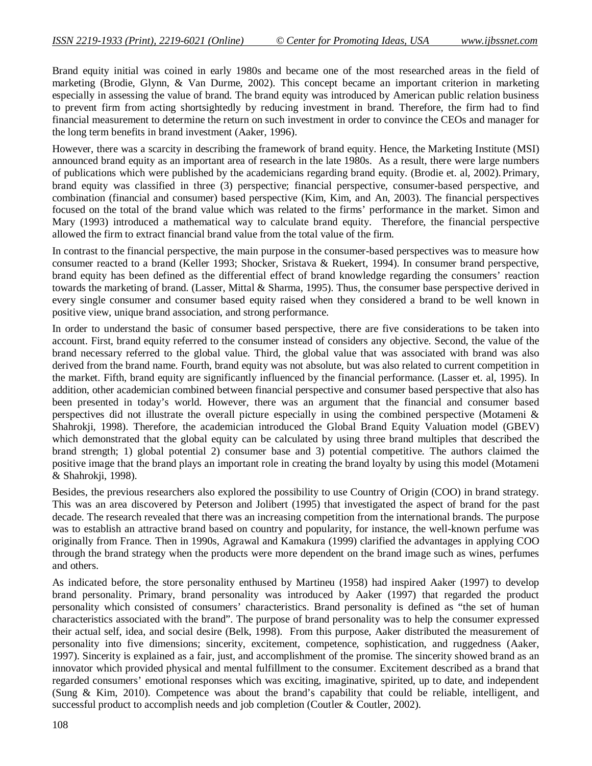Brand equity initial was coined in early 1980s and became one of the most researched areas in the field of marketing (Brodie, Glynn, & Van Durme, 2002). This concept became an important criterion in marketing especially in assessing the value of brand. The brand equity was introduced by American public relation business to prevent firm from acting shortsightedly by reducing investment in brand. Therefore, the firm had to find financial measurement to determine the return on such investment in order to convince the CEOs and manager for the long term benefits in brand investment (Aaker, 1996).

However, there was a scarcity in describing the framework of brand equity. Hence, the Marketing Institute (MSI) announced brand equity as an important area of research in the late 1980s. As a result, there were large numbers of publications which were published by the academicians regarding brand equity. (Brodie et. al, 2002). Primary, brand equity was classified in three (3) perspective; financial perspective, consumer-based perspective, and combination (financial and consumer) based perspective (Kim, Kim, and An, 2003). The financial perspectives focused on the total of the brand value which was related to the firms' performance in the market. Simon and Mary (1993) introduced a mathematical way to calculate brand equity. Therefore, the financial perspective allowed the firm to extract financial brand value from the total value of the firm.

In contrast to the financial perspective, the main purpose in the consumer-based perspectives was to measure how consumer reacted to a brand (Keller 1993; Shocker, Sristava & Ruekert, 1994). In consumer brand perspective, brand equity has been defined as the differential effect of brand knowledge regarding the consumers' reaction towards the marketing of brand. (Lasser, Mittal & Sharma, 1995). Thus, the consumer base perspective derived in every single consumer and consumer based equity raised when they considered a brand to be well known in positive view, unique brand association, and strong performance.

In order to understand the basic of consumer based perspective, there are five considerations to be taken into account. First, brand equity referred to the consumer instead of considers any objective. Second, the value of the brand necessary referred to the global value. Third, the global value that was associated with brand was also derived from the brand name. Fourth, brand equity was not absolute, but was also related to current competition in the market. Fifth, brand equity are significantly influenced by the financial performance. (Lasser et. al, 1995). In addition, other academician combined between financial perspective and consumer based perspective that also has been presented in today's world. However, there was an argument that the financial and consumer based perspectives did not illustrate the overall picture especially in using the combined perspective (Motameni & Shahrokji, 1998). Therefore, the academician introduced the Global Brand Equity Valuation model (GBEV) which demonstrated that the global equity can be calculated by using three brand multiples that described the brand strength; 1) global potential 2) consumer base and 3) potential competitive. The authors claimed the positive image that the brand plays an important role in creating the brand loyalty by using this model (Motameni & Shahrokji, 1998).

Besides, the previous researchers also explored the possibility to use Country of Origin (COO) in brand strategy. This was an area discovered by Peterson and Jolibert (1995) that investigated the aspect of brand for the past decade. The research revealed that there was an increasing competition from the international brands. The purpose was to establish an attractive brand based on country and popularity, for instance, the well-known perfume was originally from France. Then in 1990s, Agrawal and Kamakura (1999) clarified the advantages in applying COO through the brand strategy when the products were more dependent on the brand image such as wines, perfumes and others.

As indicated before, the store personality enthused by Martineu (1958) had inspired Aaker (1997) to develop brand personality. Primary, brand personality was introduced by Aaker (1997) that regarded the product personality which consisted of consumers' characteristics. Brand personality is defined as "the set of human characteristics associated with the brand". The purpose of brand personality was to help the consumer expressed their actual self, idea, and social desire (Belk, 1998). From this purpose, Aaker distributed the measurement of personality into five dimensions; sincerity, excitement, competence, sophistication, and ruggedness (Aaker, 1997). Sincerity is explained as a fair, just, and accomplishment of the promise. The sincerity showed brand as an innovator which provided physical and mental fulfillment to the consumer. Excitement described as a brand that regarded consumers' emotional responses which was exciting, imaginative, spirited, up to date, and independent (Sung & Kim, 2010). Competence was about the brand's capability that could be reliable, intelligent, and successful product to accomplish needs and job completion (Coutler & Coutler, 2002).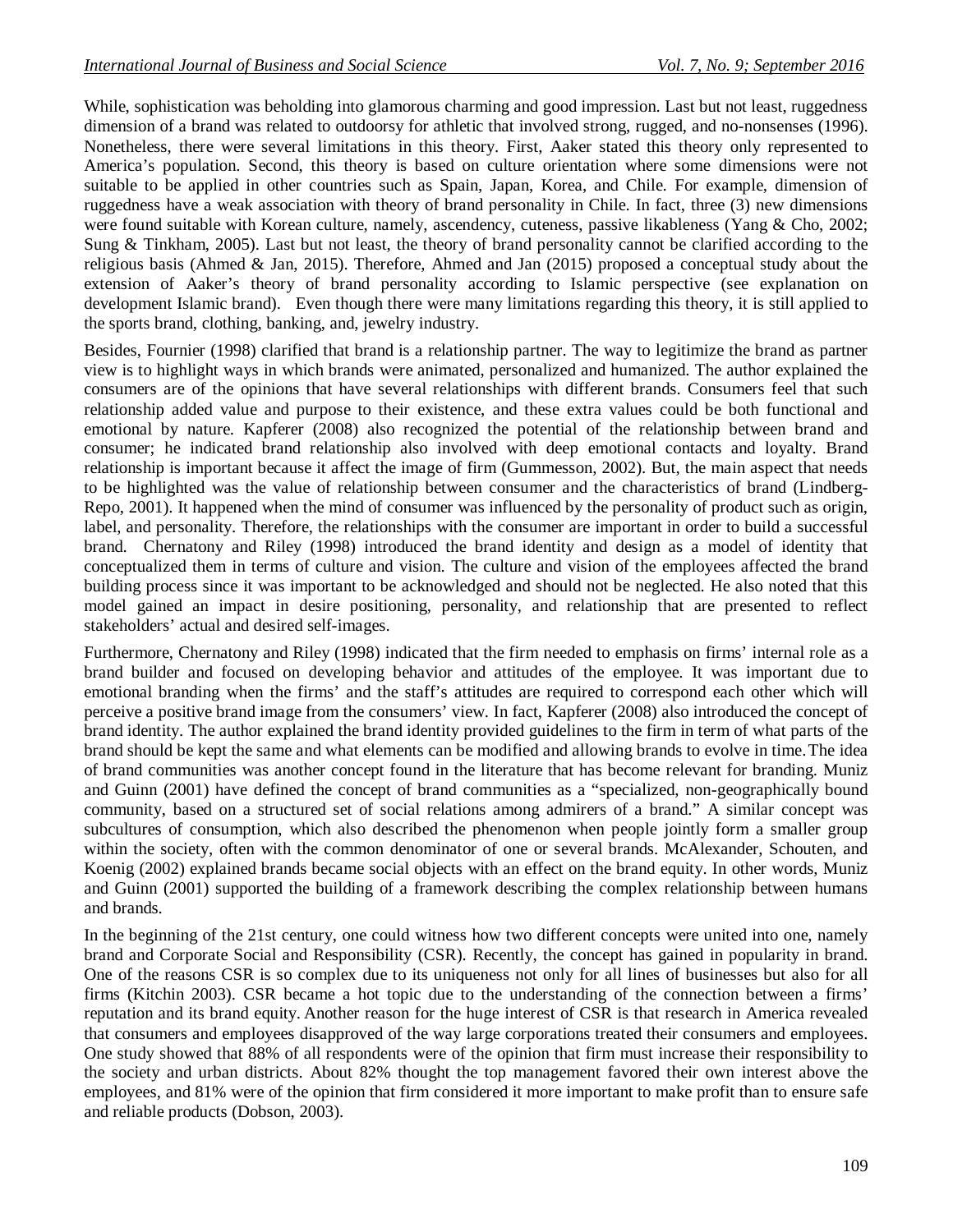While, sophistication was beholding into glamorous charming and good impression. Last but not least, ruggedness dimension of a brand was related to outdoorsy for athletic that involved strong, rugged, and no-nonsenses (1996). Nonetheless, there were several limitations in this theory. First, Aaker stated this theory only represented to America's population. Second, this theory is based on culture orientation where some dimensions were not suitable to be applied in other countries such as Spain, Japan, Korea, and Chile. For example, dimension of ruggedness have a weak association with theory of brand personality in Chile. In fact, three (3) new dimensions were found suitable with Korean culture, namely, ascendency, cuteness, passive likableness (Yang & Cho, 2002; Sung & Tinkham, 2005). Last but not least, the theory of brand personality cannot be clarified according to the religious basis (Ahmed & Jan, 2015). Therefore, Ahmed and Jan (2015) proposed a conceptual study about the extension of Aaker's theory of brand personality according to Islamic perspective (see explanation on development Islamic brand). Even though there were many limitations regarding this theory, it is still applied to the sports brand, clothing, banking, and, jewelry industry.

Besides, Fournier (1998) clarified that brand is a relationship partner. The way to legitimize the brand as partner view is to highlight ways in which brands were animated, personalized and humanized. The author explained the consumers are of the opinions that have several relationships with different brands. Consumers feel that such relationship added value and purpose to their existence, and these extra values could be both functional and emotional by nature. Kapferer (2008) also recognized the potential of the relationship between brand and consumer; he indicated brand relationship also involved with deep emotional contacts and loyalty. Brand relationship is important because it affect the image of firm (Gummesson, 2002). But, the main aspect that needs to be highlighted was the value of relationship between consumer and the characteristics of brand (Lindberg-Repo, 2001). It happened when the mind of consumer was influenced by the personality of product such as origin, label, and personality. Therefore, the relationships with the consumer are important in order to build a successful brand. Chernatony and Riley (1998) introduced the brand identity and design as a model of identity that conceptualized them in terms of culture and vision. The culture and vision of the employees affected the brand building process since it was important to be acknowledged and should not be neglected. He also noted that this model gained an impact in desire positioning, personality, and relationship that are presented to reflect stakeholders' actual and desired self-images.

Furthermore, Chernatony and Riley (1998) indicated that the firm needed to emphasis on firms' internal role as a brand builder and focused on developing behavior and attitudes of the employee. It was important due to emotional branding when the firms' and the staff's attitudes are required to correspond each other which will perceive a positive brand image from the consumers' view. In fact, Kapferer (2008) also introduced the concept of brand identity. The author explained the brand identity provided guidelines to the firm in term of what parts of the brand should be kept the same and what elements can be modified and allowing brands to evolve in time. The idea of brand communities was another concept found in the literature that has become relevant for branding. Muniz and Guinn (2001) have defined the concept of brand communities as a "specialized, non-geographically bound community, based on a structured set of social relations among admirers of a brand." A similar concept was subcultures of consumption, which also described the phenomenon when people jointly form a smaller group within the society, often with the common denominator of one or several brands. McAlexander, Schouten, and Koenig (2002) explained brands became social objects with an effect on the brand equity. In other words, Muniz and Guinn (2001) supported the building of a framework describing the complex relationship between humans and brands.

In the beginning of the 21st century, one could witness how two different concepts were united into one, namely brand and Corporate Social and Responsibility (CSR). Recently, the concept has gained in popularity in brand. One of the reasons CSR is so complex due to its uniqueness not only for all lines of businesses but also for all firms (Kitchin 2003). CSR became a hot topic due to the understanding of the connection between a firms' reputation and its brand equity. Another reason for the huge interest of CSR is that research in America revealed that consumers and employees disapproved of the way large corporations treated their consumers and employees. One study showed that 88% of all respondents were of the opinion that firm must increase their responsibility to the society and urban districts. About 82% thought the top management favored their own interest above the employees, and 81% were of the opinion that firm considered it more important to make profit than to ensure safe and reliable products (Dobson, 2003).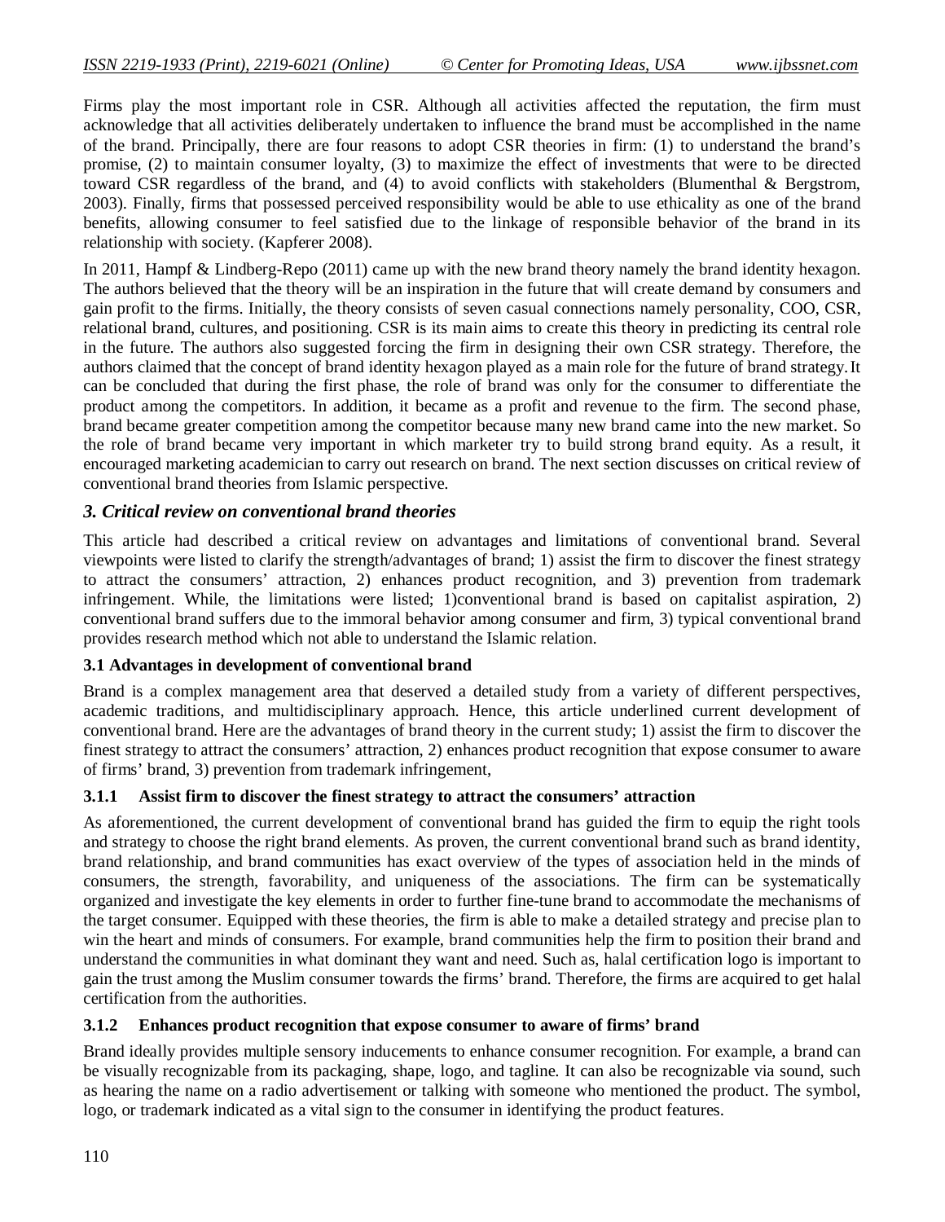Firms play the most important role in CSR. Although all activities affected the reputation, the firm must acknowledge that all activities deliberately undertaken to influence the brand must be accomplished in the name of the brand. Principally, there are four reasons to adopt CSR theories in firm: (1) to understand the brand's promise, (2) to maintain consumer loyalty, (3) to maximize the effect of investments that were to be directed toward CSR regardless of the brand, and (4) to avoid conflicts with stakeholders (Blumenthal & Bergstrom, 2003). Finally, firms that possessed perceived responsibility would be able to use ethicality as one of the brand benefits, allowing consumer to feel satisfied due to the linkage of responsible behavior of the brand in its relationship with society. (Kapferer 2008).

In 2011, Hampf & Lindberg-Repo (2011) came up with the new brand theory namely the brand identity hexagon. The authors believed that the theory will be an inspiration in the future that will create demand by consumers and gain profit to the firms. Initially, the theory consists of seven casual connections namely personality, COO, CSR, relational brand, cultures, and positioning. CSR is its main aims to create this theory in predicting its central role in the future. The authors also suggested forcing the firm in designing their own CSR strategy. Therefore, the authors claimed that the concept of brand identity hexagon played as a main role for the future of brand strategy. It can be concluded that during the first phase, the role of brand was only for the consumer to differentiate the product among the competitors. In addition, it became as a profit and revenue to the firm. The second phase, brand became greater competition among the competitor because many new brand came into the new market. So the role of brand became very important in which marketer try to build strong brand equity. As a result, it encouraged marketing academician to carry out research on brand. The next section discusses on critical review of conventional brand theories from Islamic perspective.

## *3. Critical review on conventional brand theories*

This article had described a critical review on advantages and limitations of conventional brand. Several viewpoints were listed to clarify the strength/advantages of brand; 1) assist the firm to discover the finest strategy to attract the consumers' attraction, 2) enhances product recognition, and 3) prevention from trademark infringement. While, the limitations were listed; 1)conventional brand is based on capitalist aspiration, 2) conventional brand suffers due to the immoral behavior among consumer and firm, 3) typical conventional brand provides research method which not able to understand the Islamic relation.

### 3.1 Advantages in development of conventional brand

Brand is a complex management area that deserved a detailed study from a variety of different perspectives, academic traditions, and multidisciplinary approach. Hence, this article underlined current development of conventional brand. Here are the advantages of brand theory in the current study; 1) assist the firm to discover the finest strategy to attract the consumers' attraction, 2) enhances product recognition that expose consumer to aware of firms' brand, 3) prevention from trademark infringement,

#### 3.1.1 Assist firm to discover the finest strategy to attract the consumers' attraction

As aforementioned, the current development of conventional brand has guided the firm to equip the right tools and strategy to choose the right brand elements. As proven, the current conventional brand such as brand identity, brand relationship, and brand communities has exact overview of the types of association held in the minds of consumers, the strength, favorability, and uniqueness of the associations. The firm can be systematically organized and investigate the key elements in order to further fine-tune brand to accommodate the mechanisms of the target consumer. Equipped with these theories, the firm is able to make a detailed strategy and precise plan to win the heart and minds of consumers. For example, brand communities help the firm to position their brand and understand the communities in what dominant they want and need. Such as, halal certification logo is important to gain the trust among the Muslim consumer towards the firms' brand. Therefore, the firms are acquired to get halal certification from the authorities.

#### 3.1.2 Enhances product recognition that expose consumer to aware of firms' brand

Brand ideally provides multiple sensory inducements to enhance consumer recognition. For example, a brand can be visually recognizable from its packaging, shape, logo, and tagline. It can also be recognizable via sound, such as hearing the name on a radio advertisement or talking with someone who mentioned the product. The symbol, logo, or trademark indicated as a vital sign to the consumer in identifying the product features.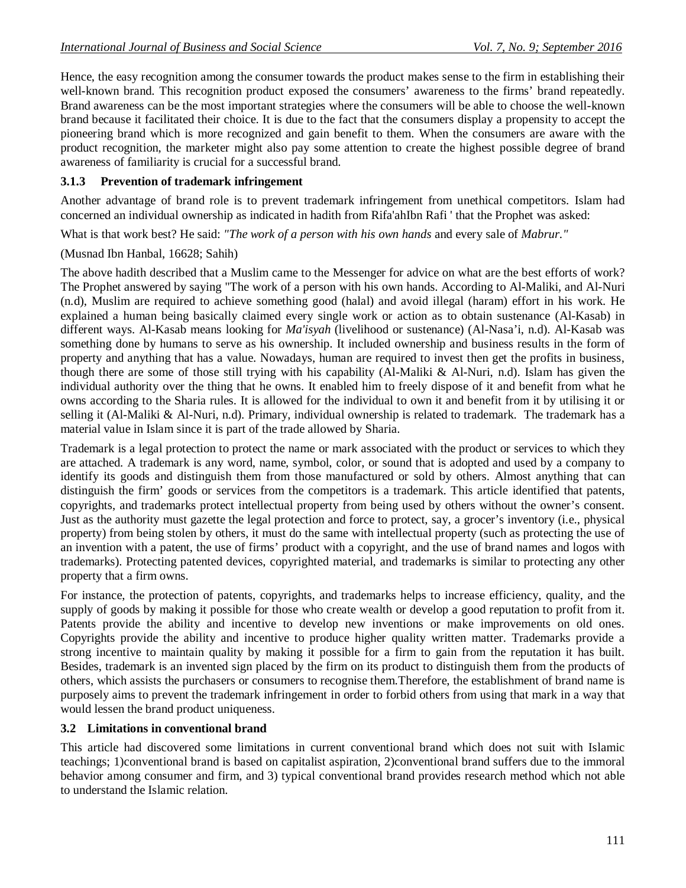Hence, the easy recognition among the consumer towards the product makes sense to the firm in establishing their well-known brand. This recognition product exposed the consumers' awareness to the firms' brand repeatedly. Brand awareness can be the most important strategies where the consumers will be able to choose the well-known brand because it facilitated their choice. It is due to the fact that the consumers display a propensity to accept the pioneering brand which is more recognized and gain benefit to them. When the consumers are aware with the product recognition, the marketer might also pay some attention to create the highest possible degree of brand awareness of familiarity is crucial for a successful brand.

### 3.1.3 Prevention of trademark infringement

Another advantage of brand role is to prevent trademark infringement from unethical competitors. Islam had concerned an individual ownership as indicated in hadith from Rifa'ahIbn Rafi ' that the Prophet was asked:

What is that work best? He said: *"The work of a person with his own hands* and every sale of *Mabrur."*

(Musnad Ibn Hanbal, 16628; Sahih)

The above hadith described that a Muslim came to the Messenger for advice on what are the best efforts of work? The Prophet answered by saying "The work of a person with his own hands. According to Al-Maliki, and Al-Nuri (n.d), Muslim are required to achieve something good (halal) and avoid illegal (haram) effort in his work. He explained a human being basically claimed every single work or action as to obtain sustenance (Al-Kasab) in different ways. Al-Kasab means looking for *Ma'isyah* (livelihood or sustenance) (Al-Nasa'i, n.d). Al-Kasab was something done by humans to serve as his ownership. It included ownership and business results in the form of property and anything that has a value. Nowadays, human are required to invest then get the profits in business, though there are some of those still trying with his capability (Al-Maliki & Al-Nuri, n.d). Islam has given the individual authority over the thing that he owns. It enabled him to freely dispose of it and benefit from what he owns according to the Sharia rules. It is allowed for the individual to own it and benefit from it by utilising it or selling it (Al-Maliki & Al-Nuri, n.d). Primary, individual ownership is related to trademark. The trademark has a material value in Islam since it is part of the trade allowed by Sharia.

Trademark is a legal protection to protect the name or mark associated with the product or services to which they are attached. A trademark is any word, name, symbol, color, or sound that is adopted and used by a company to identify its goods and distinguish them from those manufactured or sold by others. Almost anything that can distinguish the firm' goods or services from the competitors is a trademark. This article identified that patents, copyrights, and trademarks protect intellectual property from being used by others without the owner's consent. Just as the authority must gazette the legal protection and force to protect, say, a grocer's inventory (i.e., physical property) from being stolen by others, it must do the same with intellectual property (such as protecting the use of an invention with a patent, the use of firms' product with a copyright, and the use of brand names and logos with trademarks). Protecting patented devices, copyrighted material, and trademarks is similar to protecting any other property that a firm owns.

For instance, the protection of patents, copyrights, and trademarks helps to increase efficiency, quality, and the supply of goods by making it possible for those who create wealth or develop a good reputation to profit from it. Patents provide the ability and incentive to develop new inventions or make improvements on old ones. Copyrights provide the ability and incentive to produce higher quality written matter. Trademarks provide a strong incentive to maintain quality by making it possible for a firm to gain from the reputation it has built. Besides, trademark is an invented sign placed by the firm on its product to distinguish them from the products of others, which assists the purchasers or consumers to recognise them.Therefore, the establishment of brand name is purposely aims to prevent the trademark infringement in order to forbid others from using that mark in a way that would lessen the brand product uniqueness.

## 3.2 Limitations in conventional brand

This article had discovered some limitations in current conventional brand which does not suit with Islamic teachings; 1)conventional brand is based on capitalist aspiration, 2)conventional brand suffers due to the immoral behavior among consumer and firm, and 3) typical conventional brand provides research method which not able to understand the Islamic relation.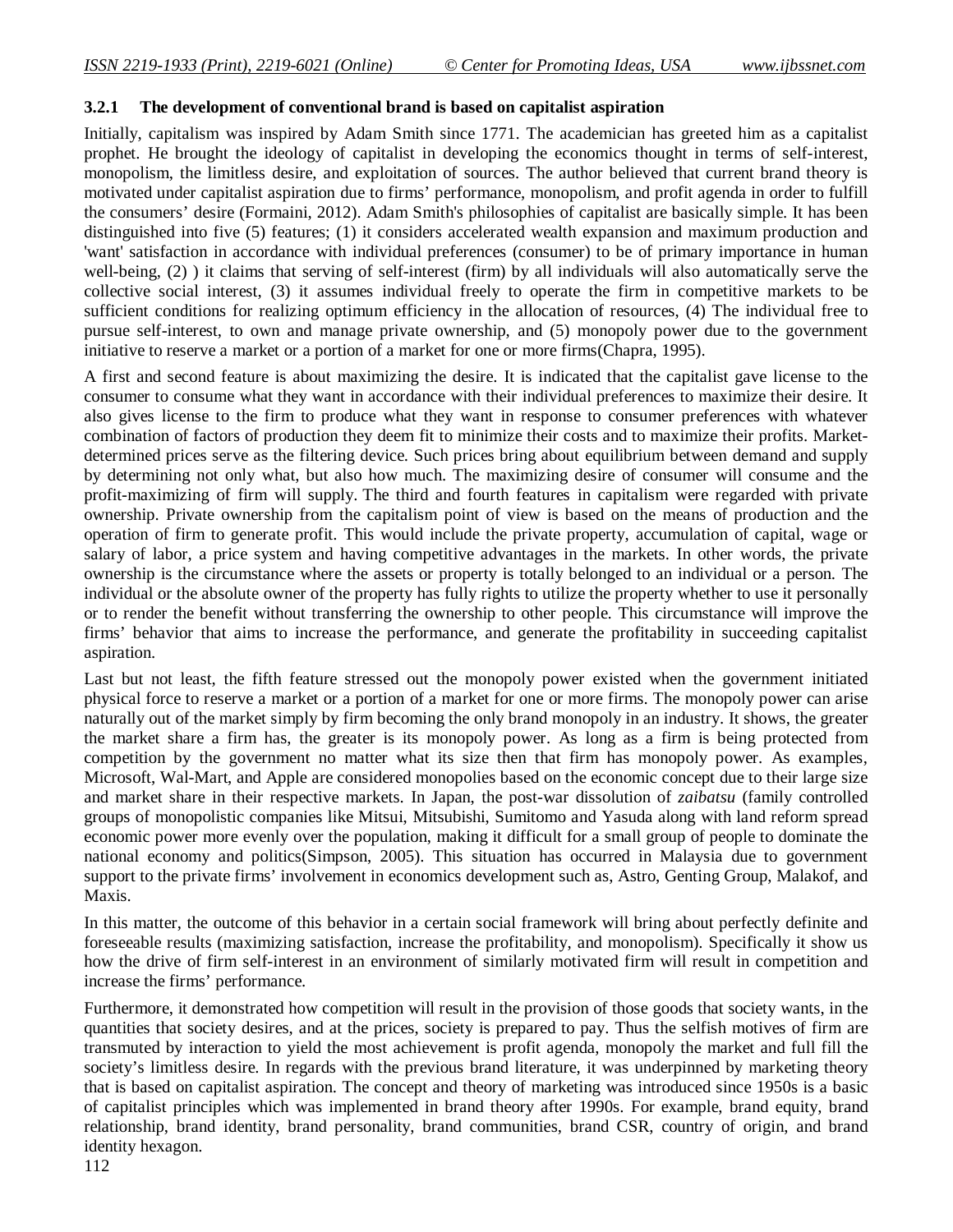### 3.2.1 The development of conventional brand is based on capitalist aspiration

Initially, capitalism was inspired by Adam Smith since 1771. The academician has greeted him as a capitalist prophet. He brought the ideology of capitalist in developing the economics thought in terms of self-interest, monopolism, the limitless desire, and exploitation of sources. The author believed that current brand theory is motivated under capitalist aspiration due to firms' performance, monopolism, and profit agenda in order to fulfill the consumers' desire (Formaini, 2012). Adam Smith's philosophies of capitalist are basically simple. It has been distinguished into five (5) features; (1) it considers accelerated wealth expansion and maximum production and 'want' satisfaction in accordance with individual preferences (consumer) to be of primary importance in human well-being, (2) ) it claims that serving of self-interest (firm) by all individuals will also automatically serve the collective social interest, (3) it assumes individual freely to operate the firm in competitive markets to be sufficient conditions for realizing optimum efficiency in the allocation of resources, (4) The individual free to pursue self-interest, to own and manage private ownership, and (5) monopoly power due to the government initiative to reserve a market or a portion of a market for one or more firms(Chapra, 1995).

A first and second feature is about maximizing the desire. It is indicated that the capitalist gave license to the consumer to consume what they want in accordance with their individual preferences to maximize their desire. It also gives license to the firm to produce what they want in response to consumer preferences with whatever combination of factors of production they deem fit to minimize their costs and to maximize their profits. Market-determined prices serve as the filtering device. Such prices bring about equilibrium between demand and supply by determining not only what, but also how much. The maximizing desire of consumer will consume and the profit-maximizing of firm will supply. The third and fourth features in capitalism were regarded with private ownership. Private ownership from the capitalism point of view is based on the means of production and the operation of firm to generate profit. This would include the private property, accumulation of capital, wage or salary of labor, a price system and having competitive advantages in the markets. In other words, the private ownership is the circumstance where the assets or property is totally belonged to an individual or a person. The individual or the absolute owner of the property has fully rights to utilize the property whether to use it personally or to render the benefit without transferring the ownership to other people. This circumstance will improve the firms' behavior that aims to increase the performance, and generate the profitability in succeeding capitalist aspiration.

Last but not least, the fifth feature stressed out the monopoly power existed when the government initiated physical force to reserve a market or a portion of a market for one or more firms. The monopoly power can arise naturally out of the market simply by firm becoming the only brand monopoly in an industry. It shows, the greater the market share a firm has, the greater is its monopoly power. As long as a firm is being protected from competition by the government no matter what its size then that firm has monopoly power. As examples, Microsoft, Wal-Mart, and Apple are considered monopolies based on the economic concept due to their large size and market share in their respective markets. In Japan, the post-war dissolution of *zaibatsu* (family controlled groups of monopolistic companies like Mitsui, Mitsubishi, Sumitomo and Yasuda along with land reform spread economic power more evenly over the population, making it difficult for a small group of people to dominate the national economy and politics(Simpson, 2005). This situation has occurred in Malaysia due to government support to the private firms' involvement in economics development such as, Astro, Genting Group, Malakof, and Maxis.

In this matter, the outcome of this behavior in a certain social framework will bring about perfectly definite and foreseeable results (maximizing satisfaction, increase the profitability, and monopolism). Specifically it show us how the drive of firm self-interest in an environment of similarly motivated firm will result in competition and increase the firms' performance.

Furthermore, it demonstrated how competition will result in the provision of those goods that society wants, in the quantities that society desires, and at the prices, society is prepared to pay. Thus the selfish motives of firm are transmuted by interaction to yield the most achievement is profit agenda, monopoly the market and full fill the society's limitless desire. In regards with the previous brand literature, it was underpinned by marketing theory that is based on capitalist aspiration. The concept and theory of marketing was introduced since 1950s is a basic of capitalist principles which was implemented in brand theory after 1990s. For example, brand equity, brand relationship, brand identity, brand personality, brand communities, brand CSR, country of origin, and brand identity hexagon.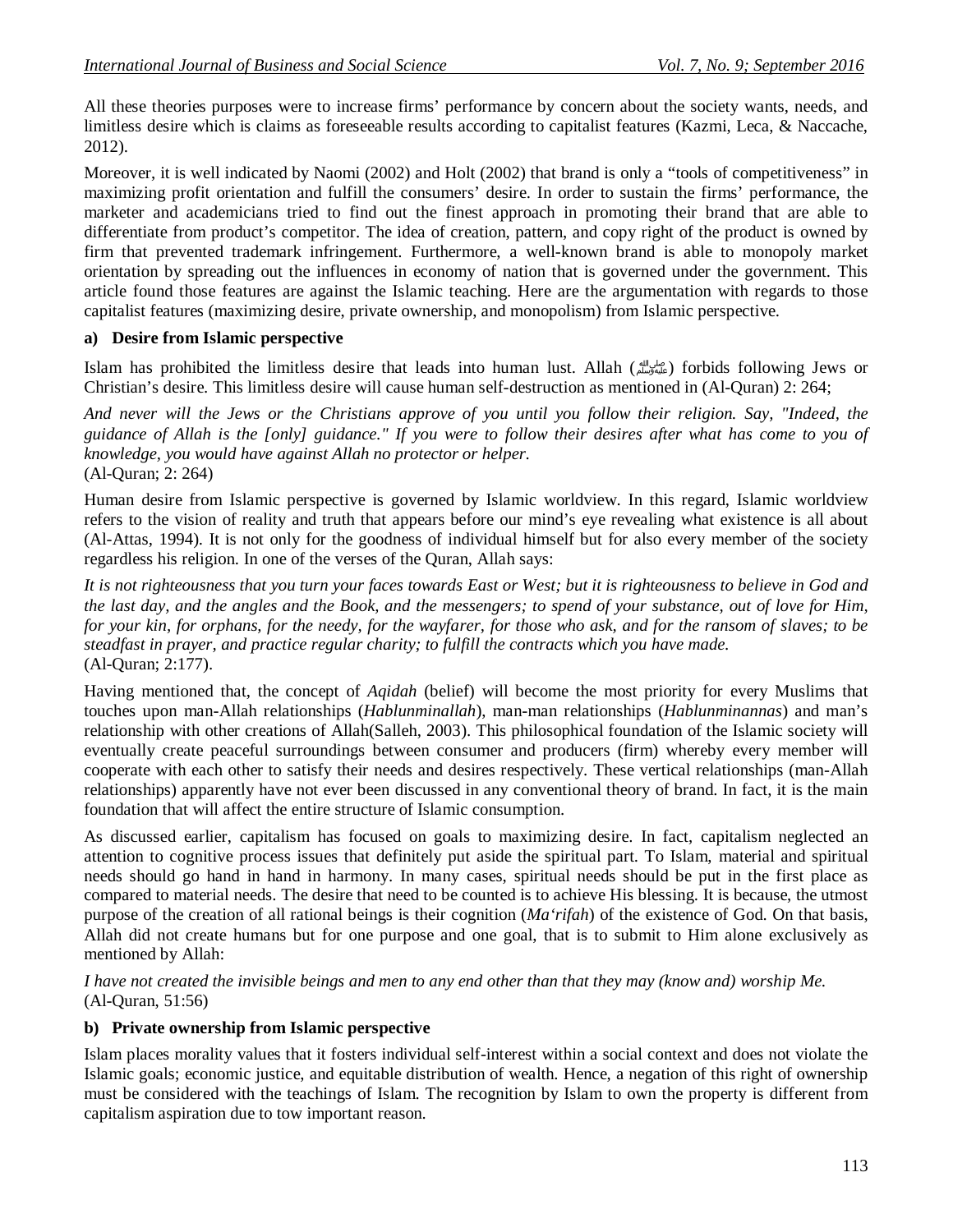All these theories purposes were to increase firms' performance by concern about the society wants, needs, and limitless desire which is claims as foreseeable results according to capitalist features (Kazmi, Leca, & Naccache, 2012).

Moreover, it is well indicated by Naomi (2002) and Holt (2002) that brand is only a "tools of competitiveness" in maximizing profit orientation and fulfill the consumers' desire. In order to sustain the firms' performance, the marketer and academicians tried to find out the finest approach in promoting their brand that are able to differentiate from product's competitor. The idea of creation, pattern, and copy right of the product is owned by firm that prevented trademark infringement. Furthermore, a well-known brand is able to monopoly market orientation by spreading out the influences in economy of nation that is governed under the government. This article found those features are against the Islamic teaching. Here are the argumentation with regards to those capitalist features (maximizing desire, private ownership, and monopolism) from Islamic perspective.

**a) Desire from Islamic perspective**

Islam has prohibited the limitless desire that leads into human lust. Allah (ﷺ) forbids following Jews or Christian's desire. This limitless desire will cause human self-destruction as mentioned in (Al-Quran) 2: 264;

*And never will the Jews or the Christians approve of you until you follow their religion. Say, "Indeed, the guidance of Allah is the [only] guidance." If you were to follow their desires after what has come to you of knowledge, you would have against Allah no protector or helper.*
(Al-Quran; 2: 264)

Human desire from Islamic perspective is governed by Islamic worldview. In this regard, Islamic worldview refers to the vision of reality and truth that appears before our mind's eye revealing what existence is all about (Al-Attas, 1994). It is not only for the goodness of individual himself but for also every member of the society regardless his religion. In one of the verses of the Quran, Allah says:

*It is not righteousness that you turn your faces towards East or West; but it is righteousness to believe in God and the last day, and the angles and the Book, and the messengers; to spend of your substance, out of love for Him, for your kin, for orphans, for the needy, for the wayfarer, for those who ask, and for the ransom of slaves; to be steadfast in prayer, and practice regular charity; to fulfill the contracts which you have made.*
(Al-Quran; 2:177).

Having mentioned that, the concept of *Aqidah* (belief) will become the most priority for every Muslims that touches upon man-Allah relationships (*Hablunminallah*), man-man relationships (*Hablunminannas*) and man's relationship with other creations of Allah(Salleh, 2003). This philosophical foundation of the Islamic society will eventually create peaceful surroundings between consumer and producers (firm) whereby every member will cooperate with each other to satisfy their needs and desires respectively. These vertical relationships (man-Allah relationships) apparently have not ever been discussed in any conventional theory of brand. In fact, it is the main foundation that will affect the entire structure of Islamic consumption.

As discussed earlier, capitalism has focused on goals to maximizing desire. In fact, capitalism neglected an attention to cognitive process issues that definitely put aside the spiritual part. To Islam, material and spiritual needs should go hand in hand in harmony. In many cases, spiritual needs should be put in the first place as compared to material needs. The desire that need to be counted is to achieve His blessing. It is because, the utmost purpose of the creation of all rational beings is their cognition (*Ma'rifah*) of the existence of God. On that basis, Allah did not create humans but for one purpose and one goal, that is to submit to Him alone exclusively as mentioned by Allah:

*I have not created the invisible beings and men to any end other than that they may (know and) worship Me.*
(Al-Quran, 51:56)

**b) Private ownership from Islamic perspective**

Islam places morality values that it fosters individual self-interest within a social context and does not violate the Islamic goals; economic justice, and equitable distribution of wealth. Hence, a negation of this right of ownership must be considered with the teachings of Islam. The recognition by Islam to own the property is different from capitalism aspiration due to tow important reason.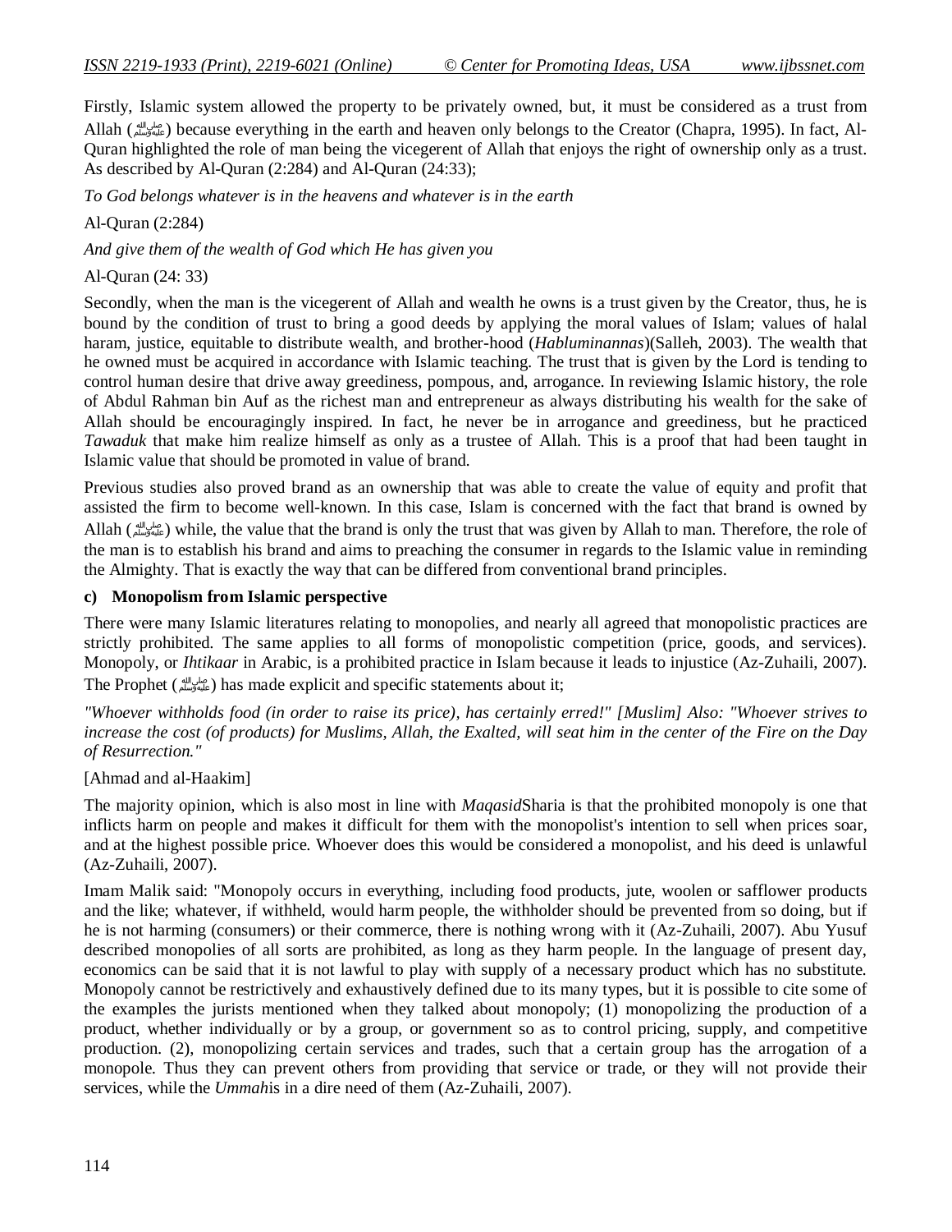Firstly, Islamic system allowed the property to be privately owned, but, it must be considered as a trust from Allah (ﷺ) because everything in the earth and heaven only belongs to the Creator (Chapra, 1995). In fact, Al-Quran highlighted the role of man being the vicegerent of Allah that enjoys the right of ownership only as a trust. As described by Al-Quran (2:284) and Al-Quran (24:33);

*To God belongs whatever is in the heavens and whatever is in the earth*

Al-Quran (2:284)

*And give them of the wealth of God which He has given you*

Al-Quran (24: 33)

Secondly, when the man is the vicegerent of Allah and wealth he owns is a trust given by the Creator, thus, he is bound by the condition of trust to bring a good deeds by applying the moral values of Islam; values of halal haram, justice, equitable to distribute wealth, and brother-hood (*Habluminannas*)(Salleh, 2003). The wealth that he owned must be acquired in accordance with Islamic teaching. The trust that is given by the Lord is tending to control human desire that drive away greediness, pompous, and, arrogance. In reviewing Islamic history, the role of Abdul Rahman bin Auf as the richest man and entrepreneur as always distributing his wealth for the sake of Allah should be encouragingly inspired. In fact, he never be in arrogance and greediness, but he practiced *Tawaduk* that make him realize himself as only as a trustee of Allah. This is a proof that had been taught in Islamic value that should be promoted in value of brand.

Previous studies also proved brand as an ownership that was able to create the value of equity and profit that assisted the firm to become well-known. In this case, Islam is concerned with the fact that brand is owned by Allah (ﷺ) while, the value that the brand is only the trust that was given by Allah to man. Therefore, the role of the man is to establish his brand and aims to preaching the consumer in regards to the Islamic value in reminding the Almighty. That is exactly the way that can be differed from conventional brand principles.

### c) Monopolism from Islamic perspective

There were many Islamic literatures relating to monopolies, and nearly all agreed that monopolistic practices are strictly prohibited. The same applies to all forms of monopolistic competition (price, goods, and services). Monopoly, or *Ihtikaar* in Arabic, is a prohibited practice in Islam because it leads to injustice (Az-Zuhaili, 2007). The Prophet (ﷺ) has made explicit and specific statements about it;

*"Whoever withholds food (in order to raise its price), has certainly erred!" [Muslim] Also: "Whoever strives to increase the cost (of products) for Muslims, Allah, the Exalted, will seat him in the center of the Fire on the Day of Resurrection."*

[Ahmad and al-Haakim]

The majority opinion, which is also most in line with *Maqasid*Sharia is that the prohibited monopoly is one that inflicts harm on people and makes it difficult for them with the monopolist's intention to sell when prices soar, and at the highest possible price. Whoever does this would be considered a monopolist, and his deed is unlawful (Az-Zuhaili, 2007).

Imam Malik said: "Monopoly occurs in everything, including food products, jute, woolen or safflower products and the like; whatever, if withheld, would harm people, the withholder should be prevented from so doing, but if he is not harming (consumers) or their commerce, there is nothing wrong with it (Az-Zuhaili, 2007). Abu Yusuf described monopolies of all sorts are prohibited, as long as they harm people. In the language of present day, economics can be said that it is not lawful to play with supply of a necessary product which has no substitute. Monopoly cannot be restrictively and exhaustively defined due to its many types, but it is possible to cite some of the examples the jurists mentioned when they talked about monopoly; (1) monopolizing the production of a product, whether individually or by a group, or government so as to control pricing, supply, and competitive production. (2), monopolizing certain services and trades, such that a certain group has the arrogation of a monopole. Thus they can prevent others from providing that service or trade, or they will not provide their services, while the *Ummah*is in a dire need of them (Az-Zuhaili, 2007).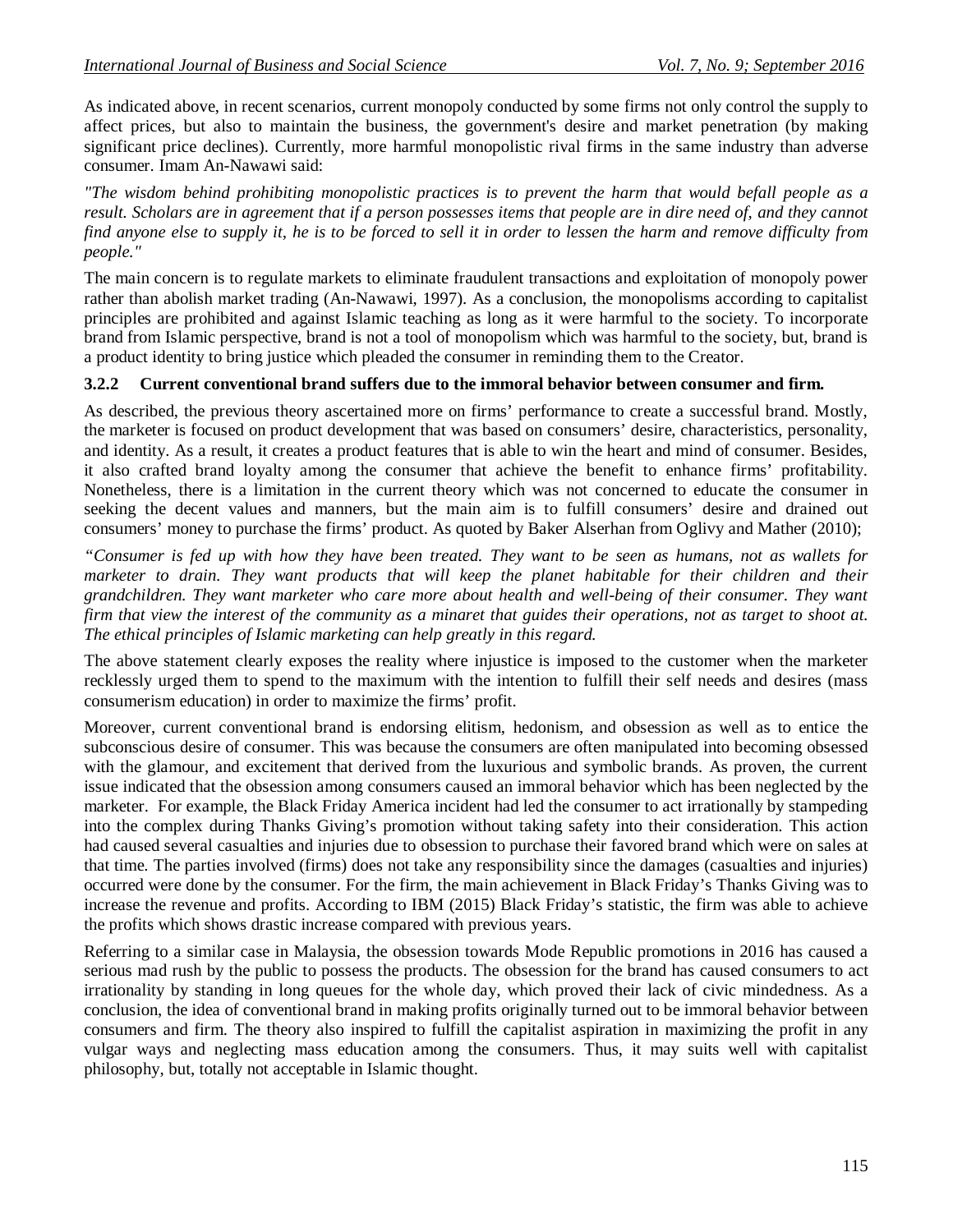As indicated above, in recent scenarios, current monopoly conducted by some firms not only control the supply to affect prices, but also to maintain the business, the government's desire and market penetration (by making significant price declines). Currently, more harmful monopolistic rival firms in the same industry than adverse consumer. Imam An-Nawawi said:

*"The wisdom behind prohibiting monopolistic practices is to prevent the harm that would befall people as a result. Scholars are in agreement that if a person possesses items that people are in dire need of, and they cannot find anyone else to supply it, he is to be forced to sell it in order to lessen the harm and remove difficulty from people."*

The main concern is to regulate markets to eliminate fraudulent transactions and exploitation of monopoly power rather than abolish market trading (An-Nawawi, 1997). As a conclusion, the monopolisms according to capitalist principles are prohibited and against Islamic teaching as long as it were harmful to the society. To incorporate brand from Islamic perspective, brand is not a tool of monopolism which was harmful to the society, but, brand is a product identity to bring justice which pleaded the consumer in reminding them to the Creator.

### 3.2.2 Current conventional brand suffers due to the immoral behavior between consumer and firm.

As described, the previous theory ascertained more on firms' performance to create a successful brand. Mostly, the marketer is focused on product development that was based on consumers' desire, characteristics, personality, and identity. As a result, it creates a product features that is able to win the heart and mind of consumer. Besides, it also crafted brand loyalty among the consumer that achieve the benefit to enhance firms' profitability. Nonetheless, there is a limitation in the current theory which was not concerned to educate the consumer in seeking the decent values and manners, but the main aim is to fulfill consumers' desire and drained out consumers' money to purchase the firms' product. As quoted by Baker Alserhan from Oglivy and Mather (2010);

*"Consumer is fed up with how they have been treated. They want to be seen as humans, not as wallets for marketer to drain. They want products that will keep the planet habitable for their children and their grandchildren. They want marketer who care more about health and well-being of their consumer. They want firm that view the interest of the community as a minaret that guides their operations, not as target to shoot at. The ethical principles of Islamic marketing can help greatly in this regard.*

The above statement clearly exposes the reality where injustice is imposed to the customer when the marketer recklessly urged them to spend to the maximum with the intention to fulfill their self needs and desires (mass consumerism education) in order to maximize the firms' profit.

Moreover, current conventional brand is endorsing elitism, hedonism, and obsession as well as to entice the subconscious desire of consumer. This was because the consumers are often manipulated into becoming obsessed with the glamour, and excitement that derived from the luxurious and symbolic brands. As proven, the current issue indicated that the obsession among consumers caused an immoral behavior which has been neglected by the marketer. For example, the Black Friday America incident had led the consumer to act irrationally by stampeding into the complex during Thanks Giving's promotion without taking safety into their consideration. This action had caused several casualties and injuries due to obsession to purchase their favored brand which were on sales at that time. The parties involved (firms) does not take any responsibility since the damages (casualties and injuries) occurred were done by the consumer. For the firm, the main achievement in Black Friday's Thanks Giving was to increase the revenue and profits. According to IBM (2015) Black Friday's statistic, the firm was able to achieve the profits which shows drastic increase compared with previous years.

Referring to a similar case in Malaysia, the obsession towards Mode Republic promotions in 2016 has caused a serious mad rush by the public to possess the products. The obsession for the brand has caused consumers to act irrationality by standing in long queues for the whole day, which proved their lack of civic mindedness. As a conclusion, the idea of conventional brand in making profits originally turned out to be immoral behavior between consumers and firm. The theory also inspired to fulfill the capitalist aspiration in maximizing the profit in any vulgar ways and neglecting mass education among the consumers. Thus, it may suits well with capitalist philosophy, but, totally not acceptable in Islamic thought.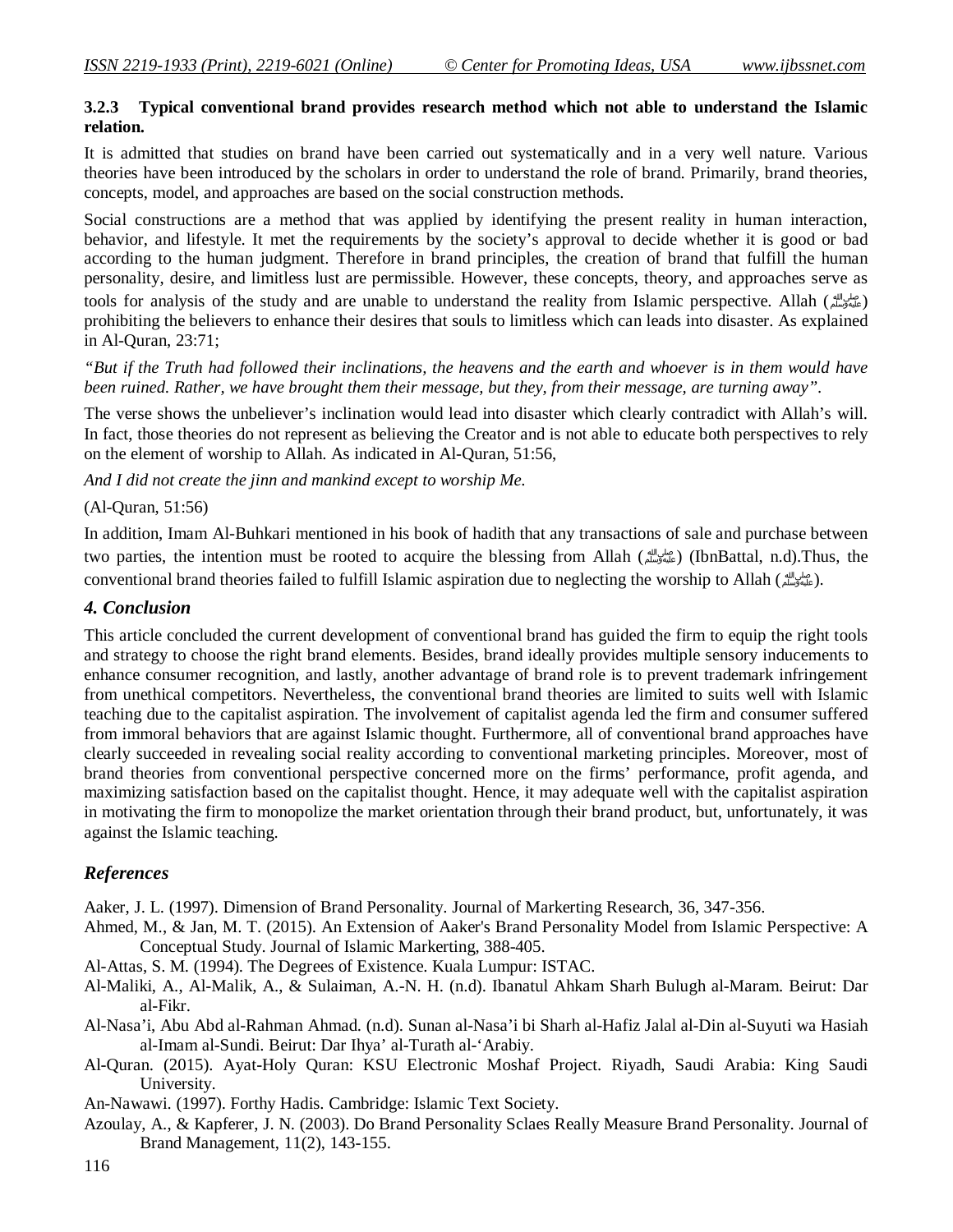### 3.2.3 Typical conventional brand provides research method which not able to understand the Islamic relation.

It is admitted that studies on brand have been carried out systematically and in a very well nature. Various theories have been introduced by the scholars in order to understand the role of brand. Primarily, brand theories, concepts, model, and approaches are based on the social construction methods.

Social constructions are a method that was applied by identifying the present reality in human interaction, behavior, and lifestyle. It met the requirements by the society's approval to decide whether it is good or bad according to the human judgment. Therefore in brand principles, the creation of brand that fulfill the human personality, desire, and limitless lust are permissible. However, these concepts, theory, and approaches serve as tools for analysis of the study and are unable to understand the reality from Islamic perspective. Allah (ﷺ) prohibiting the believers to enhance their desires that souls to limitless which can leads into disaster. As explained in Al-Quran, 23:71;

*"But if the Truth had followed their inclinations, the heavens and the earth and whoever is in them would have been ruined. Rather, we have brought them their message, but they, from their message, are turning away".*

The verse shows the unbeliever's inclination would lead into disaster which clearly contradict with Allah's will. In fact, those theories do not represent as believing the Creator and is not able to educate both perspectives to rely on the element of worship to Allah. As indicated in Al-Quran, 51:56,

*And I did not create the jinn and mankind except to worship Me.*

(Al-Quran, 51:56)

In addition, Imam Al-Buhkari mentioned in his book of hadith that any transactions of sale and purchase between two parties, the intention must be rooted to acquire the blessing from Allah (ﷺ) (IbnBattal, n.d).Thus, the conventional brand theories failed to fulfill Islamic aspiration due to neglecting the worship to Allah (ﷺ).

## 4. Conclusion

This article concluded the current development of conventional brand has guided the firm to equip the right tools and strategy to choose the right brand elements. Besides, brand ideally provides multiple sensory inducements to enhance consumer recognition, and lastly, another advantage of brand role is to prevent trademark infringement from unethical competitors. Nevertheless, the conventional brand theories are limited to suits well with Islamic teaching due to the capitalist aspiration. The involvement of capitalist agenda led the firm and consumer suffered from immoral behaviors that are against Islamic thought. Furthermore, all of conventional brand approaches have clearly succeeded in revealing social reality according to conventional marketing principles. Moreover, most of brand theories from conventional perspective concerned more on the firms' performance, profit agenda, and maximizing satisfaction based on the capitalist thought. Hence, it may adequate well with the capitalist aspiration in motivating the firm to monopolize the market orientation through their brand product, but, unfortunately, it was against the Islamic teaching.

## References

Aaker, J. L. (1997). Dimension of Brand Personality. Journal of Markerting Research, 36, 347-356.

Ahmed, M., & Jan, M. T. (2015). An Extension of Aaker's Brand Personality Model from Islamic Perspective: A Conceptual Study. Journal of Islamic Markerting, 388-405.

Al-Attas, S. M. (1994). The Degrees of Existence. Kuala Lumpur: ISTAC.

Al-Maliki, A., Al-Malik, A., & Sulaiman, A.-N. H. (n.d). Ibanatul Ahkam Sharh Bulugh al-Maram. Beirut: Dar al-Fikr.

Al-Nasa'i, Abu Abd al-Rahman Ahmad. (n.d). Sunan al-Nasa'i bi Sharh al-Hafiz Jalal al-Din al-Suyuti wa Hasiah al-Imam al-Sundi. Beirut: Dar Ihya' al-Turath al-'Arabiy.

Al-Quran. (2015). Ayat-Holy Quran: KSU Electronic Moshaf Project. Riyadh, Saudi Arabia: King Saudi University.

An-Nawawi. (1997). Forthy Hadis. Cambridge: Islamic Text Society.

Azoulay, A., & Kapferer, J. N. (2003). Do Brand Personality Sclaes Really Measure Brand Personality. Journal of Brand Management, 11(2), 143-155.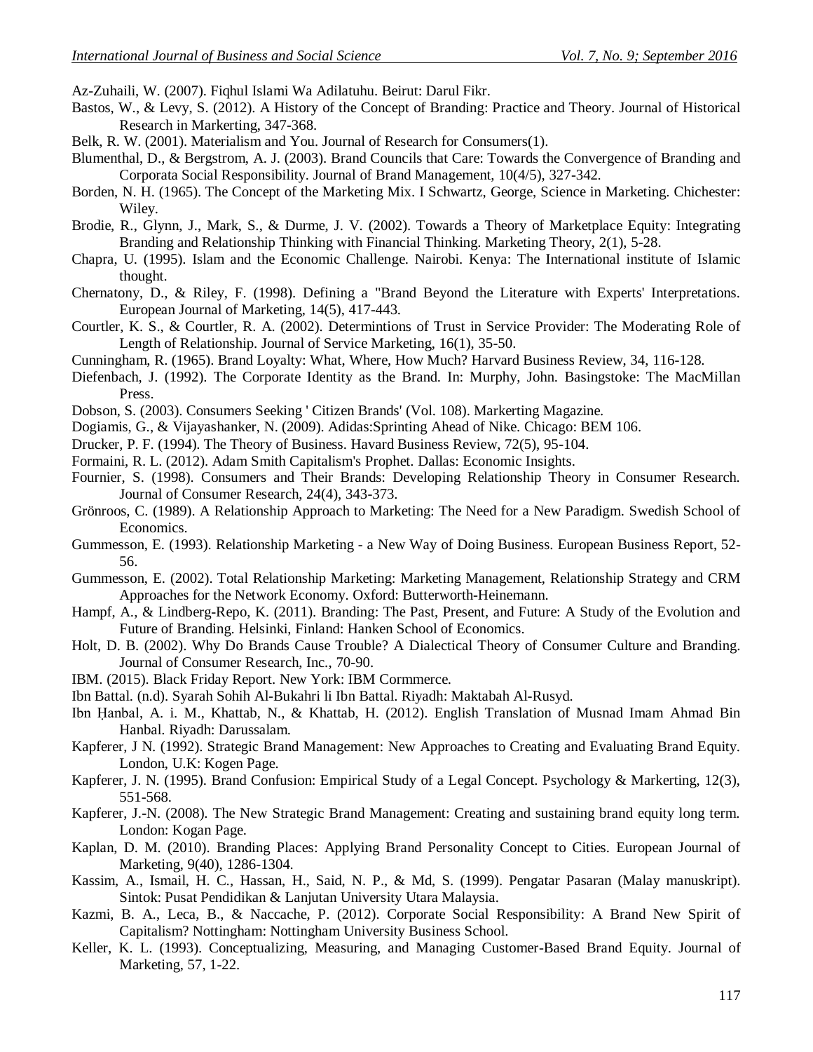Az-Zuhaili, W. (2007). Fiqhul Islami Wa Adilatuhu. Beirut: Darul Fikr.

Bastos, W., & Levy, S. (2012). A History of the Concept of Branding: Practice and Theory. Journal of Historical Research in Markerting, 347-368.

Belk, R. W. (2001). Materialism and You. Journal of Research for Consumers(1).

Blumenthal, D., & Bergstrom, A. J. (2003). Brand Councils that Care: Towards the Convergence of Branding and Corporata Social Responsibility. Journal of Brand Management, 10(4/5), 327-342.

Borden, N. H. (1965). The Concept of the Marketing Mix. I Schwartz, George, Science in Marketing. Chichester: Wiley.

Brodie, R., Glynn, J., Mark, S., & Durme, J. V. (2002). Towards a Theory of Marketplace Equity: Integrating Branding and Relationship Thinking with Financial Thinking. Marketing Theory, 2(1), 5-28.

Chapra, U. (1995). Islam and the Economic Challenge. Nairobi. Kenya: The International institute of Islamic thought.

Chernatony, D., & Riley, F. (1998). Defining a "Brand Beyond the Literature with Experts' Interpretations. European Journal of Marketing, 14(5), 417-443.

Courtler, K. S., & Courtler, R. A. (2002). Determintions of Trust in Service Provider: The Moderating Role of Length of Relationship. Journal of Service Marketing, 16(1), 35-50.

Cunningham, R. (1965). Brand Loyalty: What, Where, How Much? Harvard Business Review, 34, 116-128.

Diefenbach, J. (1992). The Corporate Identity as the Brand. In: Murphy, John. Basingstoke: The MacMillan Press.

Dobson, S. (2003). Consumers Seeking ' Citizen Brands' (Vol. 108). Markerting Magazine.

Dogiamis, G., & Vijayashanker, N. (2009). Adidas:Sprinting Ahead of Nike. Chicago: BEM 106.

Drucker, P. F. (1994). The Theory of Business. Havard Business Review, 72(5), 95-104.

Formaini, R. L. (2012). Adam Smith Capitalism's Prophet. Dallas: Economic Insights.

Fournier, S. (1998). Consumers and Their Brands: Developing Relationship Theory in Consumer Research. Journal of Consumer Research, 24(4), 343-373.

Grönroos, C. (1989). A Relationship Approach to Marketing: The Need for a New Paradigm. Swedish School of Economics.

Gummesson, E. (1993). Relationship Marketing - a New Way of Doing Business. European Business Report, 52-56.

Gummesson, E. (2002). Total Relationship Marketing: Marketing Management, Relationship Strategy and CRM Approaches for the Network Economy. Oxford: Butterworth-Heinemann.

Hampf, A., & Lindberg-Repo, K. (2011). Branding: The Past, Present, and Future: A Study of the Evolution and Future of Branding. Helsinki, Finland: Hanken School of Economics.

Holt, D. B. (2002). Why Do Brands Cause Trouble? A Dialectical Theory of Consumer Culture and Branding. Journal of Consumer Research, Inc., 70-90.

IBM. (2015). Black Friday Report. New York: IBM Cormmerce.

Ibn Battal. (n.d). Syarah Sohih Al-Bukahri li Ibn Battal. Riyadh: Maktabah Al-Rusyd.

Ibn Ḥanbal, A. i. M., Khattab, N., & Khattab, H. (2012). English Translation of Musnad Imam Ahmad Bin Hanbal. Riyadh: Darussalam.

Kapferer, J N. (1992). Strategic Brand Management: New Approaches to Creating and Evaluating Brand Equity. London, U.K: Kogen Page.

Kapferer, J. N. (1995). Brand Confusion: Empirical Study of a Legal Concept. Psychology & Markerting, 12(3), 551-568.

Kapferer, J.-N. (2008). The New Strategic Brand Management: Creating and sustaining brand equity long term. London: Kogan Page.

Kaplan, D. M. (2010). Branding Places: Applying Brand Personality Concept to Cities. European Journal of Marketing, 9(40), 1286-1304.

Kassim, A., Ismail, H. C., Hassan, H., Said, N. P., & Md, S. (1999). Pengatar Pasaran (Malay manuskript). Sintok: Pusat Pendidikan & Lanjutan University Utara Malaysia.

Kazmi, B. A., Leca, B., & Naccache, P. (2012). Corporate Social Responsibility: A Brand New Spirit of Capitalism? Nottingham: Nottingham University Business School.

Keller, K. L. (1993). Conceptualizing, Measuring, and Managing Customer-Based Brand Equity. Journal of Marketing, 57, 1-22.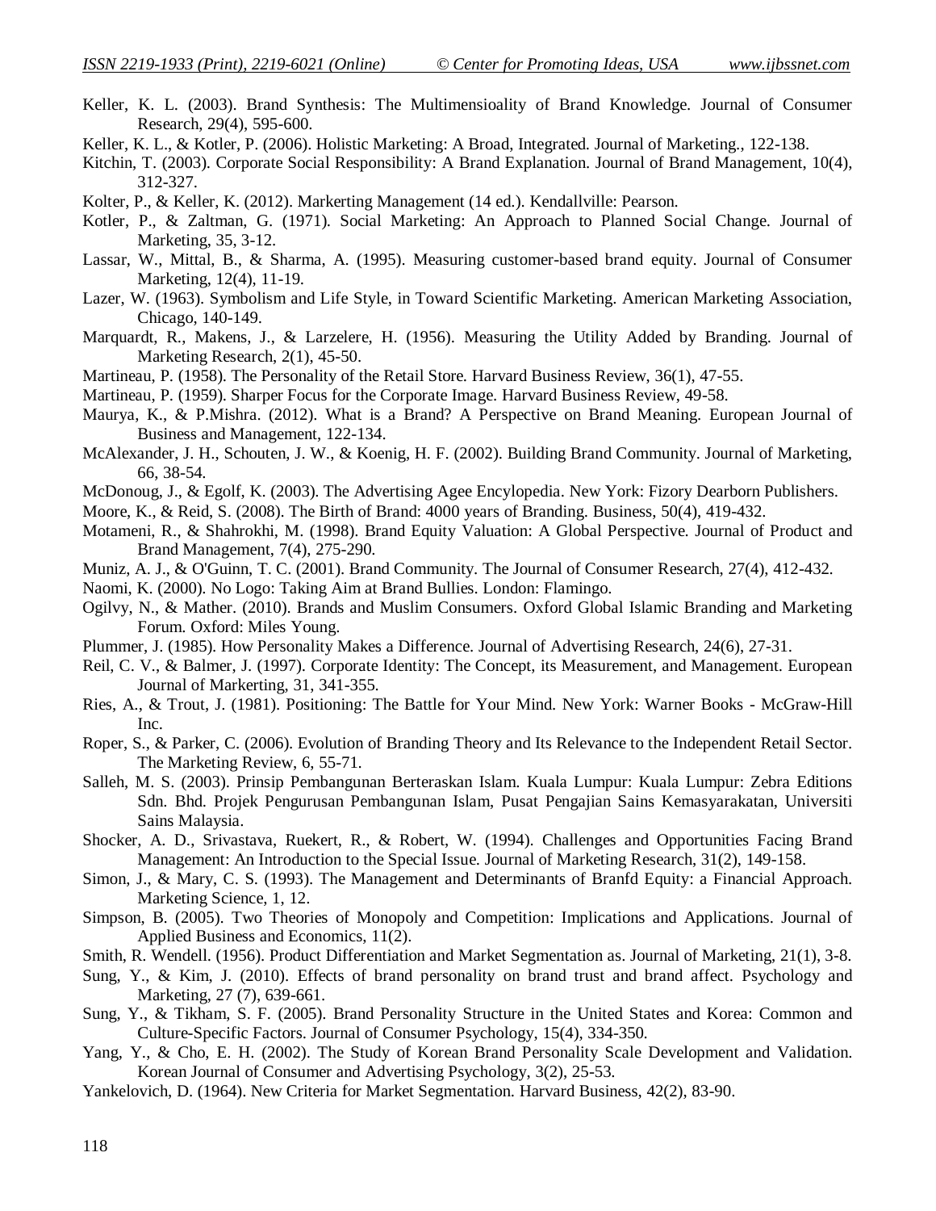Keller, K. L. (2003). Brand Synthesis: The Multimensioality of Brand Knowledge. Journal of Consumer Research, 29(4), 595-600.

Keller, K. L., & Kotler, P. (2006). Holistic Marketing: A Broad, Integrated. Journal of Marketing., 122-138.

Kitchin, T. (2003). Corporate Social Responsibility: A Brand Explanation. Journal of Brand Management, 10(4), 312-327.

Kolter, P., & Keller, K. (2012). Markerting Management (14 ed.). Kendallville: Pearson.

Kotler, P., & Zaltman, G. (1971). Social Marketing: An Approach to Planned Social Change. Journal of Marketing, 35, 3-12.

Lassar, W., Mittal, B., & Sharma, A. (1995). Measuring customer-based brand equity. Journal of Consumer Marketing, 12(4), 11-19.

Lazer, W. (1963). Symbolism and Life Style, in Toward Scientific Marketing. American Marketing Association, Chicago, 140-149.

Marquardt, R., Makens, J., & Larzelere, H. (1956). Measuring the Utility Added by Branding. Journal of Marketing Research, 2(1), 45-50.

Martineau, P. (1958). The Personality of the Retail Store. Harvard Business Review, 36(1), 47-55.

Martineau, P. (1959). Sharper Focus for the Corporate Image. Harvard Business Review, 49-58.

Maurya, K., & P.Mishra. (2012). What is a Brand? A Perspective on Brand Meaning. European Journal of Business and Management, 122-134.

McAlexander, J. H., Schouten, J. W., & Koenig, H. F. (2002). Building Brand Community. Journal of Marketing, 66, 38-54.

McDonoug, J., & Egolf, K. (2003). The Advertising Agee Encylopedia. New York: Fizory Dearborn Publishers.

Moore, K., & Reid, S. (2008). The Birth of Brand: 4000 years of Branding. Business, 50(4), 419-432.

Motameni, R., & Shahrokhi, M. (1998). Brand Equity Valuation: A Global Perspective. Journal of Product and Brand Management, 7(4), 275-290.

Muniz, A. J., & O'Guinn, T. C. (2001). Brand Community. The Journal of Consumer Research, 27(4), 412-432.

Naomi, K. (2000). No Logo: Taking Aim at Brand Bullies. London: Flamingo.

Ogilvy, N., & Mather. (2010). Brands and Muslim Consumers. Oxford Global Islamic Branding and Marketing Forum. Oxford: Miles Young.

Plummer, J. (1985). How Personality Makes a Difference. Journal of Advertising Research, 24(6), 27-31.

Reil, C. V., & Balmer, J. (1997). Corporate Identity: The Concept, its Measurement, and Management. European Journal of Markerting, 31, 341-355.

Ries, A., & Trout, J. (1981). Positioning: The Battle for Your Mind. New York: Warner Books - McGraw-Hill Inc.

Roper, S., & Parker, C. (2006). Evolution of Branding Theory and Its Relevance to the Independent Retail Sector. The Marketing Review, 6, 55-71.

Salleh, M. S. (2003). Prinsip Pembangunan Berteraskan Islam. Kuala Lumpur: Kuala Lumpur: Zebra Editions Sdn. Bhd. Projek Pengurusan Pembangunan Islam, Pusat Pengajian Sains Kemasyarakatan, Universiti Sains Malaysia.

Shocker, A. D., Srivastava, Ruekert, R., & Robert, W. (1994). Challenges and Opportunities Facing Brand Management: An Introduction to the Special Issue. Journal of Marketing Research, 31(2), 149-158.

Simon, J., & Mary, C. S. (1993). The Management and Determinants of Branfd Equity: a Financial Approach. Marketing Science, 1, 12.

Simpson, B. (2005). Two Theories of Monopoly and Competition: Implications and Applications. Journal of Applied Business and Economics, 11(2).

Smith, R. Wendell. (1956). Product Differentiation and Market Segmentation as. Journal of Marketing, 21(1), 3-8.

Sung, Y., & Kim, J. (2010). Effects of brand personality on brand trust and brand affect. Psychology and Marketing, 27 (7), 639-661.

Sung, Y., & Tikham, S. F. (2005). Brand Personality Structure in the United States and Korea: Common and Culture-Specific Factors. Journal of Consumer Psychology, 15(4), 334-350.

Yang, Y., & Cho, E. H. (2002). The Study of Korean Brand Personality Scale Development and Validation. Korean Journal of Consumer and Advertising Psychology, 3(2), 25-53.

Yankelovich, D. (1964). New Criteria for Market Segmentation. Harvard Business, 42(2), 83-90.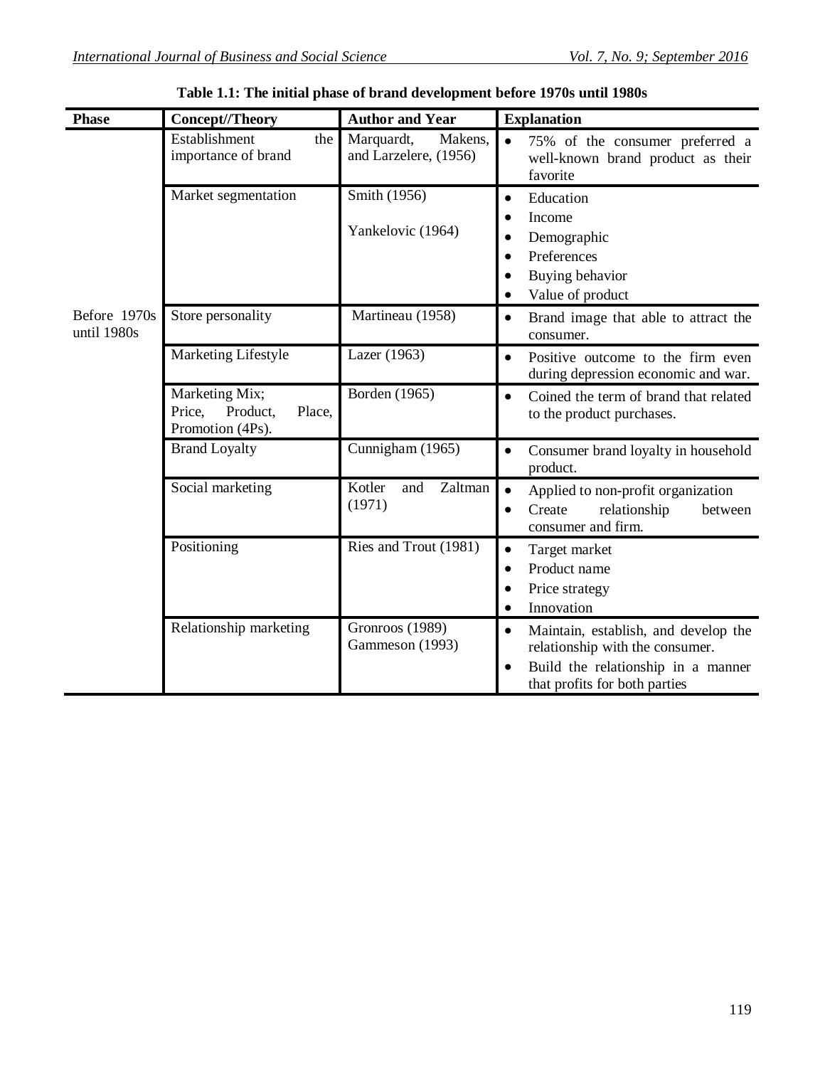**Table 1.1: The initial phase of brand development before 1970s until 1980s**

| Phase | Concept//Theory | Author and Year | Explanation |
|---|---|---|---|
| Before 1970s until 1980s | Establishment the importance of brand | Marquardt, Makens, and Larzelere, (1956) | • 75% of the consumer preferred a well-known brand product as their favorite |
| | Market segmentation | Smith (1956)<br><br>Yankelovic (1964) | • Education<br>• Income<br>• Demographic<br>• Preferences<br>• Buying behavior<br>• Value of product |
| | Store personality | Martineau (1958) | • Brand image that able to attract the consumer. |
| | Marketing Lifestyle | Lazer (1963) | • Positive outcome to the firm even during depression economic and war. |
| | Marketing Mix; Price, Product, Place, Promotion (4Ps). | Borden (1965) | • Coined the term of brand that related to the product purchases. |
| | Brand Loyalty | Cunnigham (1965) | • Consumer brand loyalty in household product. |
| | Social marketing | Kotler and Zaltman (1971) | • Applied to non-profit organization<br>• Create relationship between consumer and firm. |
| | Positioning | Ries and Trout (1981) | • Target market<br>• Product name<br>• Price strategy<br>• Innovation |
| | Relationship marketing | Gronroos (1989)<br>Gammeson (1993) | • Maintain, establish, and develop the relationship with the consumer.<br>• Build the relationship in a manner that profits for both parties |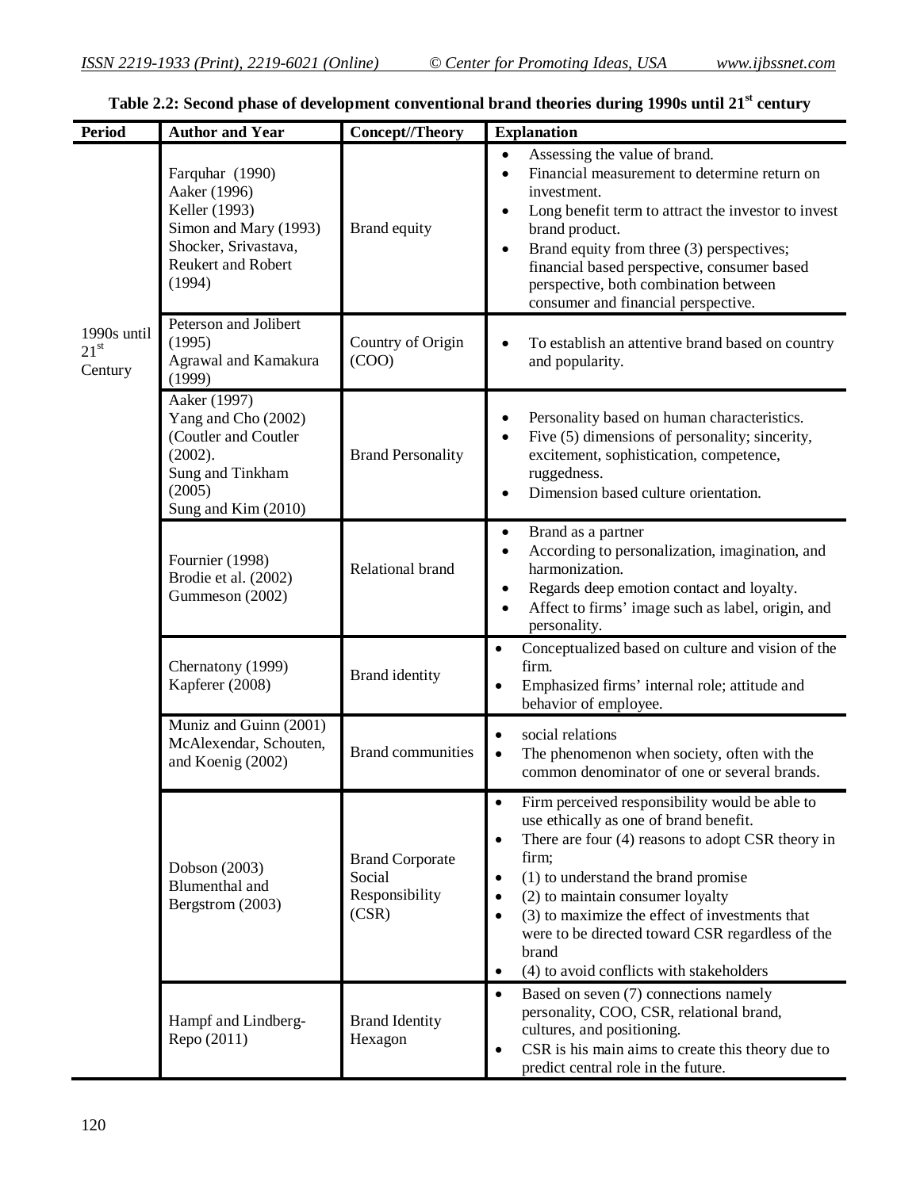**Table 2.2: Second phase of development conventional brand theories during 1990s until 21st century**

| Period | Author and Year | Concept//Theory | Explanation |
|---|---|---|---|
| 1990s until 21st Century | Farquhar (1990)<br>Aaker (1996)<br>Keller (1993)<br>Simon and Mary (1993)<br>Shocker, Srivastava, Reukert and Robert (1994) | Brand equity | • Assessing the value of brand.<br>• Financial measurement to determine return on investment.<br>• Long benefit term to attract the investor to invest brand product.<br>• Brand equity from three (3) perspectives; financial based perspective, consumer based perspective, both combination between consumer and financial perspective. |
| | Peterson and Jolibert (1995)<br>Agrawal and Kamakura (1999) | Country of Origin (COO) | • To establish an attentive brand based on country and popularity. |
| | Aaker (1997)<br>Yang and Cho (2002)<br>(Coutler and Coutler (2002).<br>Sung and Tinkham (2005)<br>Sung and Kim (2010) | Brand Personality | • Personality based on human characteristics.<br>• Five (5) dimensions of personality; sincerity, excitement, sophistication, competence, ruggedness.<br>• Dimension based culture orientation. |
| | Fournier (1998)<br>Brodie et al. (2002)<br>Gummeson (2002) | Relational brand | • Brand as a partner<br>• According to personalization, imagination, and harmonization.<br>• Regards deep emotion contact and loyalty.<br>• Affect to firms' image such as label, origin, and personality. |
| | Chernatony (1999)<br>Kapferer (2008) | Brand identity | • Conceptualized based on culture and vision of the firm.<br>• Emphasized firms' internal role; attitude and behavior of employee. |
| | Muniz and Guinn (2001)<br>McAlexendar, Schouten, and Koenig (2002) | Brand communities | • social relations<br>• The phenomenon when society, often with the common denominator of one or several brands. |
| | Dobson (2003)<br>Blumenthal and Bergstrom (2003) | Brand Corporate Social Responsibility (CSR) | • Firm perceived responsibility would be able to use ethically as one of brand benefit.<br>• There are four (4) reasons to adopt CSR theory in firm;<br>• (1) to understand the brand promise<br>• (2) to maintain consumer loyalty<br>• (3) to maximize the effect of investments that were to be directed toward CSR regardless of the brand<br>• (4) to avoid conflicts with stakeholders |
| | Hampf and Lindberg-Repo (2011) | Brand Identity Hexagon | • Based on seven (7) connections namely personality, COO, CSR, relational brand, cultures, and positioning.<br>• CSR is his main aims to create this theory due to predict central role in the future. |